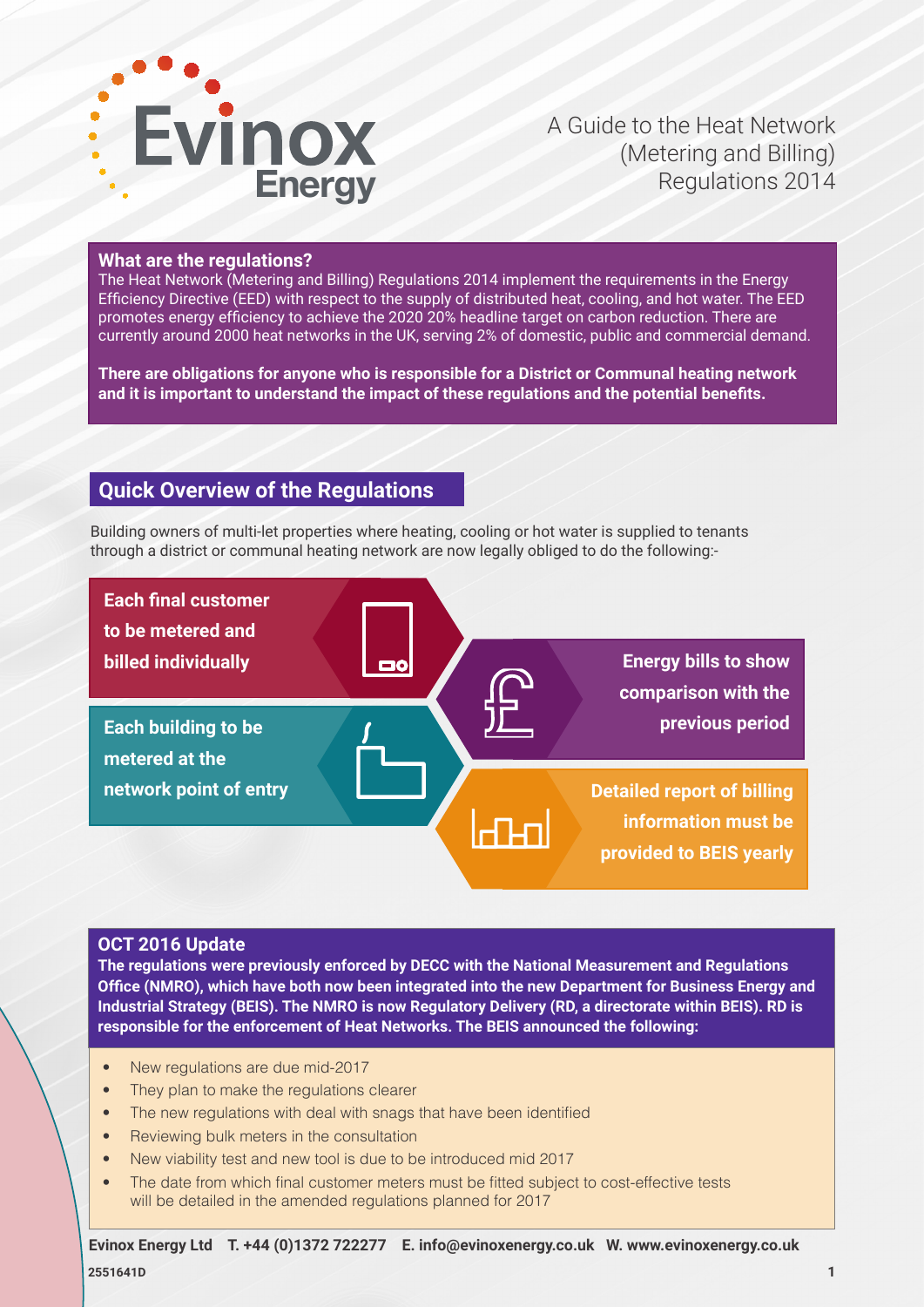# Evinox Energy

## A Guide to the Heat Network (Metering and Billing) Regulations 2014

### What are the regulations?

The Heat Network (Metering and Billing) Regulations 2014 implement the requirements in the Energy Efficiency Directive (EED) with respect to the supply of distributed heat, cooling, and hot water. The EED promotes energy efficiency to achieve the 2020 20% headline target on carbon reduction. There are currently around 2000 heat networks in the UK, serving 2% of domestic, public and commercial demand.

**There are obligations for anyone who is responsible for a District or Communal heating network and it is important to understand the impact of these regulations and the potential benefits.**

## Quick Overview of the Regulations

Building owners of multi-let properties where heating, cooling or hot water is supplied to tenants through a district or communal heating network are now legally obliged to do the following:-

- **Each final customer to be metered and billed individually**
- **Each building to be metered at the network point of entry**
- **Energy bills to show comparison with the previous period**
- **Detailed report of billing information must be provided to BEIS yearly**

### OCT 2016 Update

**The regulations were previously enforced by DECC with the National Measurement and Regulations Office (NMRO), which have both now been integrated into the new Department for Business Energy and Industrial Strategy (BEIS). The NMRO is now Regulatory Delivery (RD, a directorate within BEIS). RD is responsible for the enforcement of Heat Networks. The BEIS announced the following:**

- New regulations are due mid-2017
- They plan to make the regulations clearer
- The new regulations with deal with snags that have been identified
- Reviewing bulk meters in the consultation
- New viability test and new tool is due to be introduced mid 2017
- The date from which final customer meters must be fitted subject to cost-effective tests will be detailed in the amended regulations planned for 2017

**Evinox Energy Ltd T. +44 (0)1372 722277 E. info@evinoxenergy.co.uk W. www.evinoxenergy.co.uk**

**2551641D**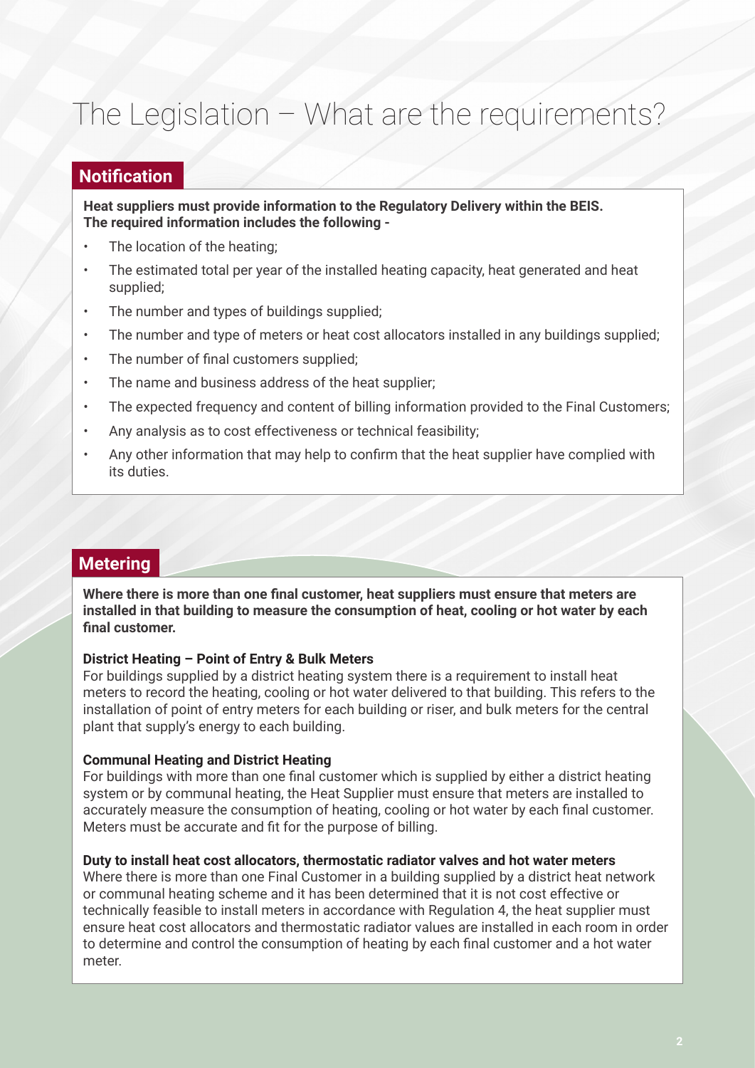# The Legislation – What are the requirements?

## Notification

**Heat suppliers must provide information to the Regulatory Delivery within the BEIS. The required information includes the following -**

- The location of the heating;
- The estimated total per year of the installed heating capacity, heat generated and heat supplied;
- The number and types of buildings supplied;
- The number and type of meters or heat cost allocators installed in any buildings supplied;
- The number of final customers supplied;
- The name and business address of the heat supplier;
- The expected frequency and content of billing information provided to the Final Customers;
- Any analysis as to cost effectiveness or technical feasibility;
- Any other information that may help to confirm that the heat supplier have complied with its duties.

## Metering

**Where there is more than one final customer, heat suppliers must ensure that meters are installed in that building to measure the consumption of heat, cooling or hot water by each final customer.**

**District Heating – Point of Entry & Bulk Meters**
For buildings supplied by a district heating system there is a requirement to install heat meters to record the heating, cooling or hot water delivered to that building. This refers to the installation of point of entry meters for each building or riser, and bulk meters for the central plant that supply's energy to each building.

**Communal Heating and District Heating**
For buildings with more than one final customer which is supplied by either a district heating system or by communal heating, the Heat Supplier must ensure that meters are installed to accurately measure the consumption of heating, cooling or hot water by each final customer. Meters must be accurate and fit for the purpose of billing.

**Duty to install heat cost allocators, thermostatic radiator valves and hot water meters**
Where there is more than one Final Customer in a building supplied by a district heat network or communal heating scheme and it has been determined that it is not cost effective or technically feasible to install meters in accordance with Regulation 4, the heat supplier must ensure heat cost allocators and thermostatic radiator values are installed in each room in order to determine and control the consumption of heating by each final customer and a hot water meter.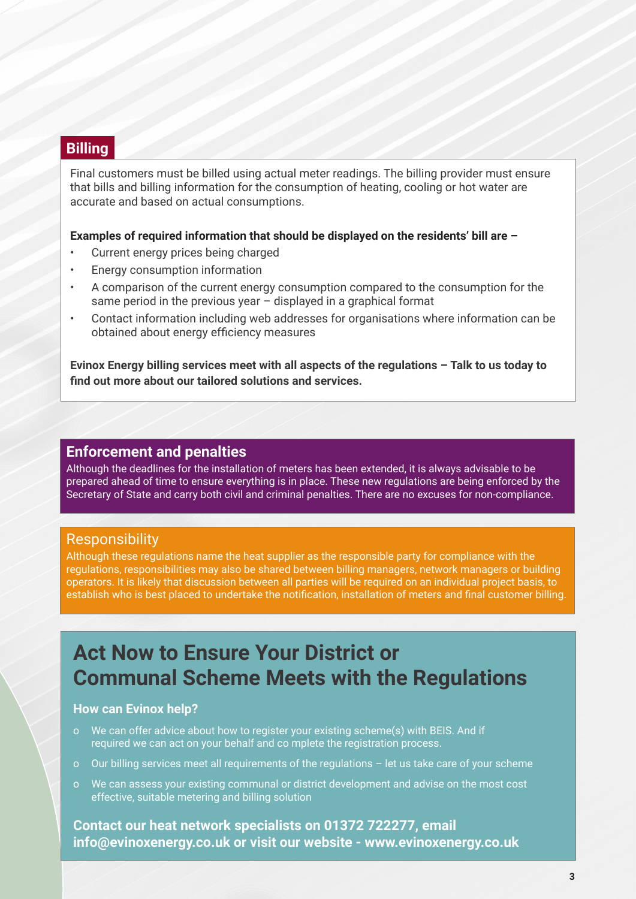## Billing

Final customers must be billed using actual meter readings. The billing provider must ensure that bills and billing information for the consumption of heating, cooling or hot water are accurate and based on actual consumptions.

**Examples of required information that should be displayed on the residents' bill are –**

- Current energy prices being charged
- Energy consumption information
- A comparison of the current energy consumption compared to the consumption for the same period in the previous year – displayed in a graphical format
- Contact information including web addresses for organisations where information can be obtained about energy efficiency measures

**Evinox Energy billing services meet with all aspects of the regulations – Talk to us today to find out more about our tailored solutions and services.**

## Enforcement and penalties

Although the deadlines for the installation of meters has been extended, it is always advisable to be prepared ahead of time to ensure everything is in place. These new regulations are being enforced by the Secretary of State and carry both civil and criminal penalties. There are no excuses for non-compliance.

## Responsibility

Although these regulations name the heat supplier as the responsible party for compliance with the regulations, responsibilities may also be shared between billing managers, network managers or building operators. It is likely that discussion between all parties will be required on an individual project basis, to establish who is best placed to undertake the notification, installation of meters and final customer billing.

# Act Now to Ensure Your District or Communal Scheme Meets with the Regulations

### How can Evinox help?

- We can offer advice about how to register your existing scheme(s) with BEIS. And if required we can act on your behalf and co mplete the registration process.
- Our billing services meet all requirements of the regulations – let us take care of your scheme
- We can assess your existing communal or district development and advise on the most cost effective, suitable metering and billing solution

**Contact our heat network specialists on 01372 722277, email info@evinoxenergy.co.uk or visit our website - www.evinoxenergy.co.uk**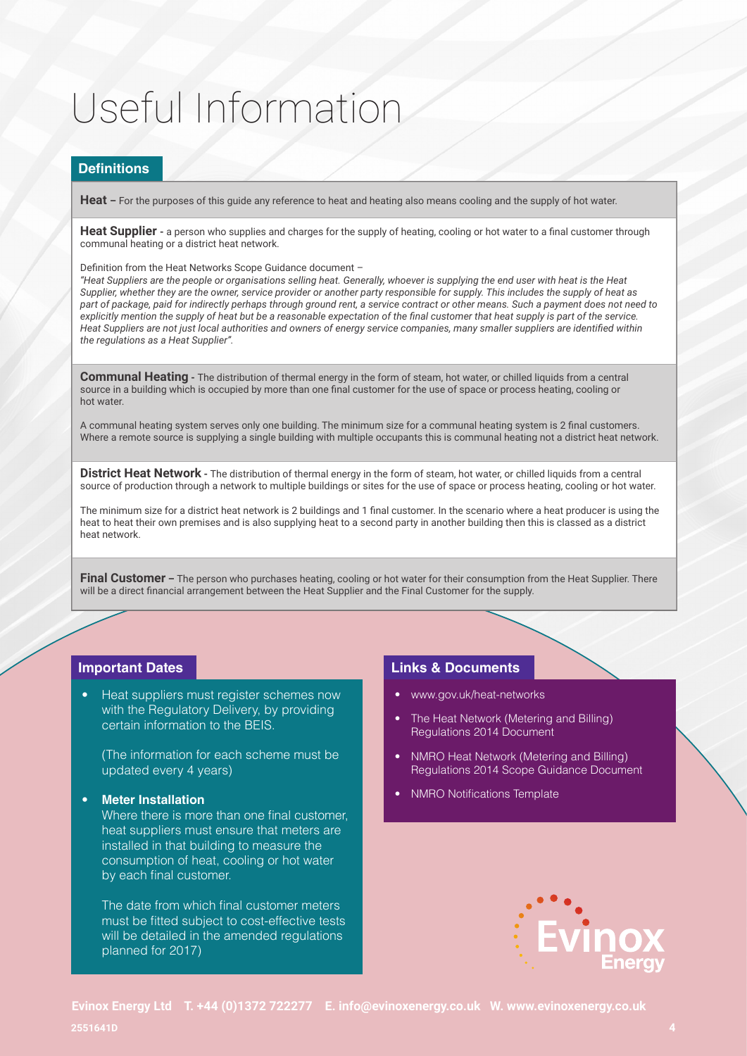# Useful Information

## Definitions

**Heat –** For the purposes of this guide any reference to heat and heating also means cooling and the supply of hot water.

**Heat Supplier -** a person who supplies and charges for the supply of heating, cooling or hot water to a final customer through communal heating or a district heat network.

Definition from the Heat Networks Scope Guidance document –

*"Heat Suppliers are the people or organisations selling heat. Generally, whoever is supplying the end user with heat is the Heat Supplier, whether they are the owner, service provider or another party responsible for supply. This includes the supply of heat as part of package, paid for indirectly perhaps through ground rent, a service contract or other means. Such a payment does not need to explicitly mention the supply of heat but be a reasonable expectation of the final customer that heat supply is part of the service. Heat Suppliers are not just local authorities and owners of energy service companies, many smaller suppliers are identified within the regulations as a Heat Supplier".*

**Communal Heating -** The distribution of thermal energy in the form of steam, hot water, or chilled liquids from a central source in a building which is occupied by more than one final customer for the use of space or process heating, cooling or hot water.

A communal heating system serves only one building. The minimum size for a communal heating system is 2 final customers. Where a remote source is supplying a single building with multiple occupants this is communal heating not a district heat network.

**District Heat Network -** The distribution of thermal energy in the form of steam, hot water, or chilled liquids from a central source of production through a network to multiple buildings or sites for the use of space or process heating, cooling or hot water.

The minimum size for a district heat network is 2 buildings and 1 final customer. In the scenario where a heat producer is using the heat to heat their own premises and is also supplying heat to a second party in another building then this is classed as a district heat network.

**Final Customer –** The person who purchases heating, cooling or hot water for their consumption from the Heat Supplier. There will be a direct financial arrangement between the Heat Supplier and the Final Customer for the supply.

## Important Dates

- Heat suppliers must register schemes now with the Regulatory Delivery, by providing certain information to the BEIS.

  (The information for each scheme must be updated every 4 years)

- **Meter Installation**
  Where there is more than one final customer, heat suppliers must ensure that meters are installed in that building to measure the consumption of heat, cooling or hot water by each final customer.

  The date from which final customer meters must be fitted subject to cost-effective tests will be detailed in the amended regulations planned for 2017)

## Links & Documents

- www.gov.uk/heat-networks
- The Heat Network (Metering and Billing) Regulations 2014 Document
- NMRO Heat Network (Metering and Billing) Regulations 2014 Scope Guidance Document
- NMRO Notifications Template

Evinox Energy

Evinox Energy Ltd T. +44 (0)1372 722277 E. info@evinoxenergy.co.uk W. www.evinoxenergy.co.uk

2551641D